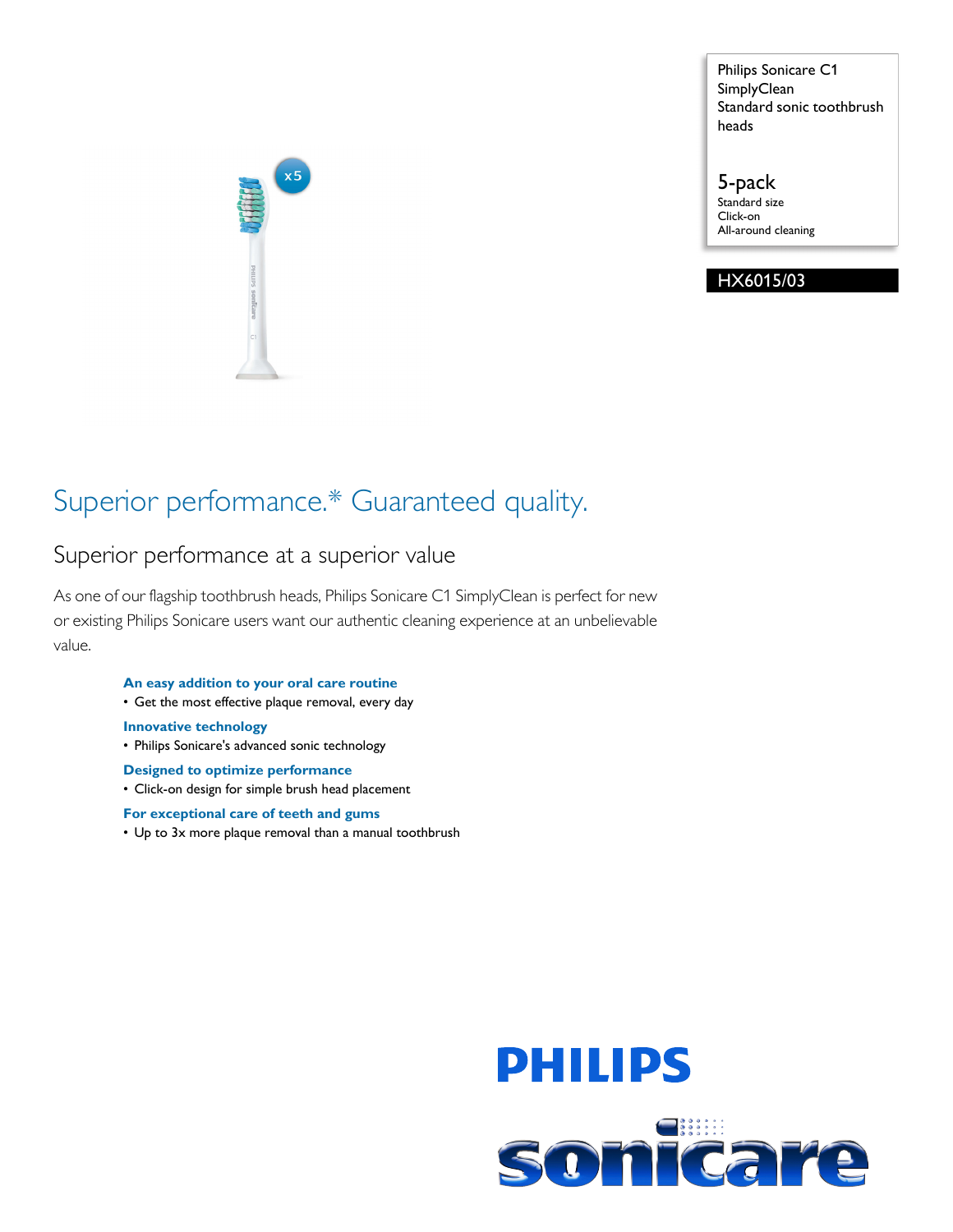Philips Sonicare C1 SimplyClean
Standard sonic toothbrush heads

5-pack
Standard size
Click-on
All-around cleaning

HX6015/03

# Superior performance.* Guaranteed quality.

## Superior performance at a superior value

As one of our flagship toothbrush heads, Philips Sonicare C1 SimplyClean is perfect for new or existing Philips Sonicare users want our authentic cleaning experience at an unbelievable value.

**An easy addition to your oral care routine**
- Get the most effective plaque removal, every day

**Innovative technology**
- Philips Sonicare's advanced sonic technology

**Designed to optimize performance**
- Click-on design for simple brush head placement

**For exceptional care of teeth and gums**
- Up to 3x more plaque removal than a manual toothbrush

PHILIPS

sonicare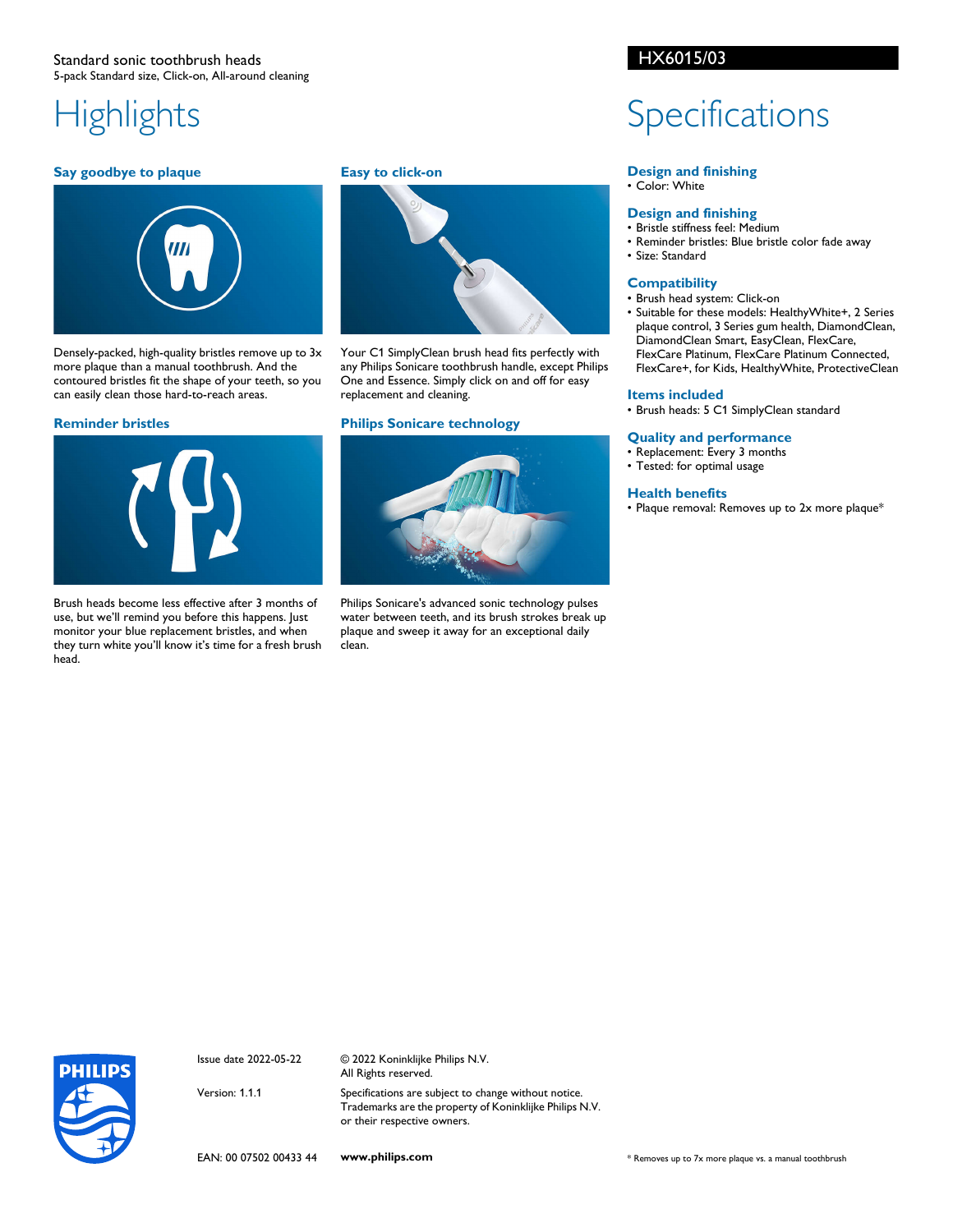Standard sonic toothbrush heads
5-pack Standard size, Click-on, All-around cleaning

HX6015/03

# Highlights

### Say goodbye to plaque

Densely-packed, high-quality bristles remove up to 3x more plaque than a manual toothbrush. And the contoured bristles fit the shape of your teeth, so you can easily clean those hard-to-reach areas.

### Reminder bristles

Brush heads become less effective after 3 months of use, but we'll remind you before this happens. Just monitor your blue replacement bristles, and when they turn white you'll know it's time for a fresh brush head.

### Easy to click-on

Your C1 SimplyClean brush head fits perfectly with any Philips Sonicare toothbrush handle, except Philips One and Essence. Simply click on and off for easy replacement and cleaning.

### Philips Sonicare technology

Philips Sonicare's advanced sonic technology pulses water between teeth, and its brush strokes break up plaque and sweep it away for an exceptional daily clean.

# Specifications

### Design and finishing
- Color: White

### Design and finishing
- Bristle stiffness feel: Medium
- Reminder bristles: Blue bristle color fade away
- Size: Standard

### Compatibility
- Brush head system: Click-on
- Suitable for these models: HealthyWhite+, 2 Series plaque control, 3 Series gum health, DiamondClean, DiamondClean Smart, EasyClean, FlexCare, FlexCare Platinum, FlexCare Platinum Connected, FlexCare+, for Kids, HealthyWhite, ProtectiveClean

### Items included
- Brush heads: 5 C1 SimplyClean standard

### Quality and performance
- Replacement: Every 3 months
- Tested: for optimal usage

### Health benefits
- Plaque removal: Removes up to 2x more plaque*

Issue date 2022-05-22

Version: 1.1.1

EAN: 00 07502 00433 44

© 2022 Koninklijke Philips N.V.
All Rights reserved.

Specifications are subject to change without notice. Trademarks are the property of Koninklijke Philips N.V. or their respective owners.

**www.philips.com**

* Removes up to 7x more plaque vs. a manual toothbrush